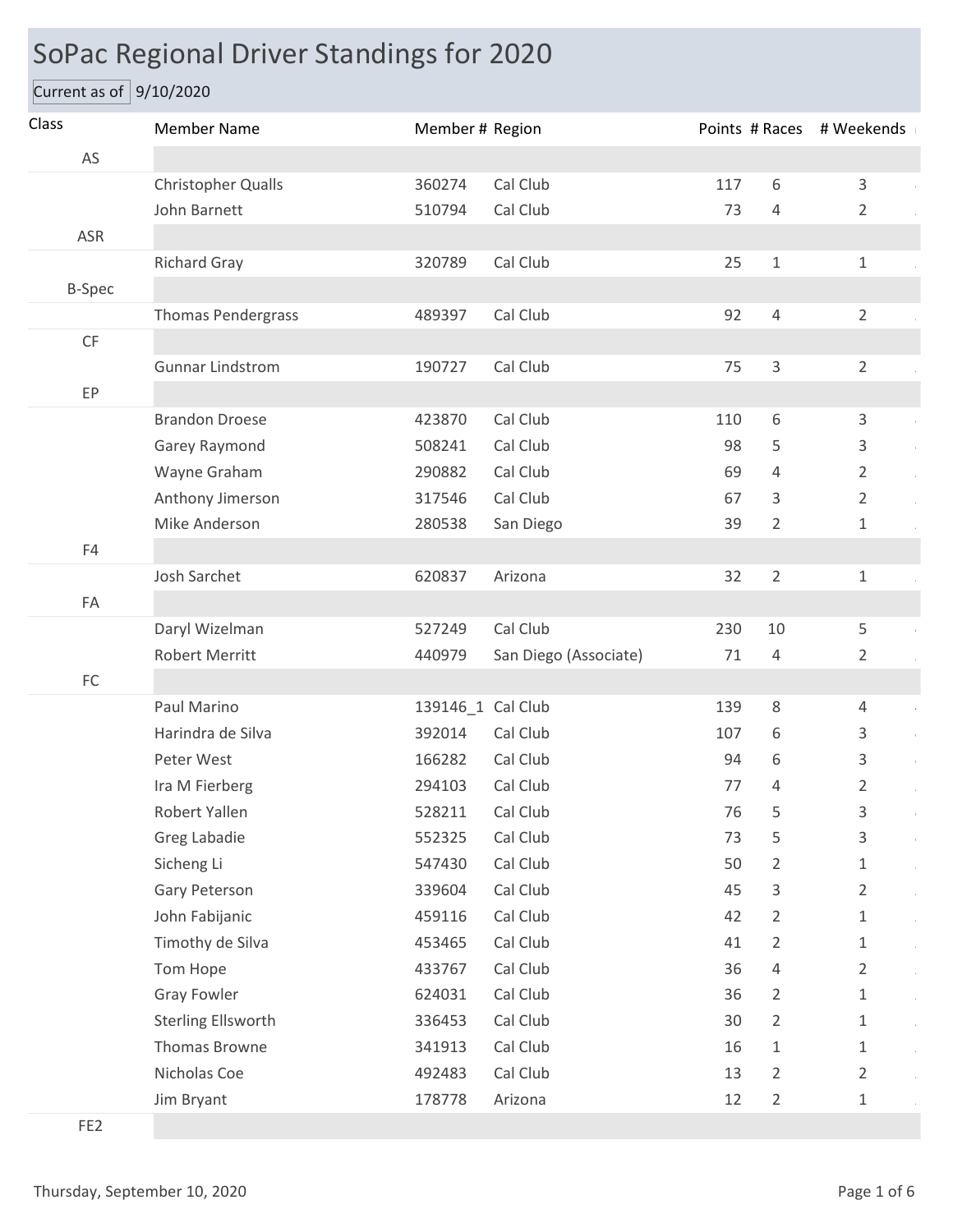# SoPac Regional Driver Standings for 2020

Current as of 9/10/2020

| Class | Member Name | Member # | Region | Points | # Races | # Weekends |
|---|---|---|---|---|---|---|
| AS | | | | | | |
| | Christopher Qualls | 360274 | Cal Club | 117 | 6 | 3 |
| | John Barnett | 510794 | Cal Club | 73 | 4 | 2 |
| ASR | | | | | | |
| | Richard Gray | 320789 | Cal Club | 25 | 1 | 1 |
| B-Spec | | | | | | |
| | Thomas Pendergrass | 489397 | Cal Club | 92 | 4 | 2 |
| CF | | | | | | |
| | Gunnar Lindstrom | 190727 | Cal Club | 75 | 3 | 2 |
| EP | | | | | | |
| | Brandon Droese | 423870 | Cal Club | 110 | 6 | 3 |
| | Garey Raymond | 508241 | Cal Club | 98 | 5 | 3 |
| | Wayne Graham | 290882 | Cal Club | 69 | 4 | 2 |
| | Anthony Jimerson | 317546 | Cal Club | 67 | 3 | 2 |
| | Mike Anderson | 280538 | San Diego | 39 | 2 | 1 |
| F4 | | | | | | |
| | Josh Sarchet | 620837 | Arizona | 32 | 2 | 1 |
| FA | | | | | | |
| | Daryl Wizelman | 527249 | Cal Club | 230 | 10 | 5 |
| | Robert Merritt | 440979 | San Diego (Associate) | 71 | 4 | 2 |
| FC | | | | | | |
| | Paul Marino | 139146_1 | Cal Club | 139 | 8 | 4 |
| | Harindra de Silva | 392014 | Cal Club | 107 | 6 | 3 |
| | Peter West | 166282 | Cal Club | 94 | 6 | 3 |
| | Ira M Fierberg | 294103 | Cal Club | 77 | 4 | 2 |
| | Robert Yallen | 528211 | Cal Club | 76 | 5 | 3 |
| | Greg Labadie | 552325 | Cal Club | 73 | 5 | 3 |
| | Sicheng Li | 547430 | Cal Club | 50 | 2 | 1 |
| | Gary Peterson | 339604 | Cal Club | 45 | 3 | 2 |
| | John Fabijanic | 459116 | Cal Club | 42 | 2 | 1 |
| | Timothy de Silva | 453465 | Cal Club | 41 | 2 | 1 |
| | Tom Hope | 433767 | Cal Club | 36 | 4 | 2 |
| | Gray Fowler | 624031 | Cal Club | 36 | 2 | 1 |
| | Sterling Ellsworth | 336453 | Cal Club | 30 | 2 | 1 |
| | Thomas Browne | 341913 | Cal Club | 16 | 1 | 1 |
| | Nicholas Coe | 492483 | Cal Club | 13 | 2 | 2 |
| | Jim Bryant | 178778 | Arizona | 12 | 2 | 1 |
| FE2 | | | | | | |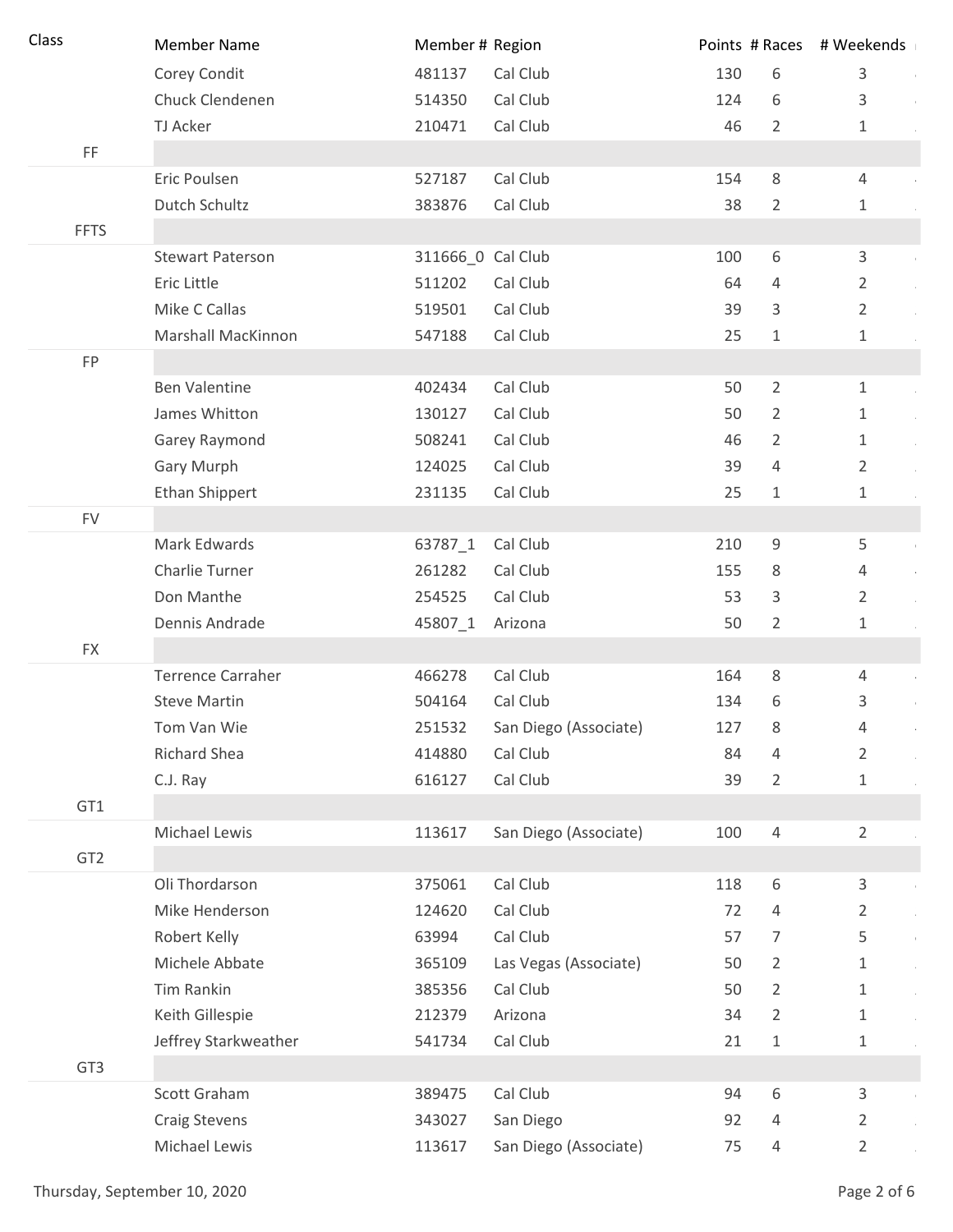| Class | Member Name | Member # | Region | Points | # Races | # Weekends |
|---|---|---|---|---|---|---|
| | Corey Condit | 481137 | Cal Club | 130 | 6 | 3 |
| | Chuck Clendenen | 514350 | Cal Club | 124 | 6 | 3 |
| | TJ Acker | 210471 | Cal Club | 46 | 2 | 1 |
| FF | | | | | | |
| | Eric Poulsen | 527187 | Cal Club | 154 | 8 | 4 |
| | Dutch Schultz | 383876 | Cal Club | 38 | 2 | 1 |
| FFTS | | | | | | |
| | Stewart Paterson | 311666_0 | Cal Club | 100 | 6 | 3 |
| | Eric Little | 511202 | Cal Club | 64 | 4 | 2 |
| | Mike C Callas | 519501 | Cal Club | 39 | 3 | 2 |
| | Marshall MacKinnon | 547188 | Cal Club | 25 | 1 | 1 |
| FP | | | | | | |
| | Ben Valentine | 402434 | Cal Club | 50 | 2 | 1 |
| | James Whitton | 130127 | Cal Club | 50 | 2 | 1 |
| | Garey Raymond | 508241 | Cal Club | 46 | 2 | 1 |
| | Gary Murph | 124025 | Cal Club | 39 | 4 | 2 |
| | Ethan Shippert | 231135 | Cal Club | 25 | 1 | 1 |
| FV | | | | | | |
| | Mark Edwards | 63787_1 | Cal Club | 210 | 9 | 5 |
| | Charlie Turner | 261282 | Cal Club | 155 | 8 | 4 |
| | Don Manthe | 254525 | Cal Club | 53 | 3 | 2 |
| | Dennis Andrade | 45807_1 | Arizona | 50 | 2 | 1 |
| FX | | | | | | |
| | Terrence Carraher | 466278 | Cal Club | 164 | 8 | 4 |
| | Steve Martin | 504164 | Cal Club | 134 | 6 | 3 |
| | Tom Van Wie | 251532 | San Diego (Associate) | 127 | 8 | 4 |
| | Richard Shea | 414880 | Cal Club | 84 | 4 | 2 |
| | C.J. Ray | 616127 | Cal Club | 39 | 2 | 1 |
| GT1 | | | | | | |
| | Michael Lewis | 113617 | San Diego (Associate) | 100 | 4 | 2 |
| GT2 | | | | | | |
| | Oli Thordarson | 375061 | Cal Club | 118 | 6 | 3 |
| | Mike Henderson | 124620 | Cal Club | 72 | 4 | 2 |
| | Robert Kelly | 63994 | Cal Club | 57 | 7 | 5 |
| | Michele Abbate | 365109 | Las Vegas (Associate) | 50 | 2 | 1 |
| | Tim Rankin | 385356 | Cal Club | 50 | 2 | 1 |
| | Keith Gillespie | 212379 | Arizona | 34 | 2 | 1 |
| | Jeffrey Starkweather | 541734 | Cal Club | 21 | 1 | 1 |
| GT3 | | | | | | |
| | Scott Graham | 389475 | Cal Club | 94 | 6 | 3 |
| | Craig Stevens | 343027 | San Diego | 92 | 4 | 2 |
| | Michael Lewis | 113617 | San Diego (Associate) | 75 | 4 | 2 |

Thursday, September 10, 2020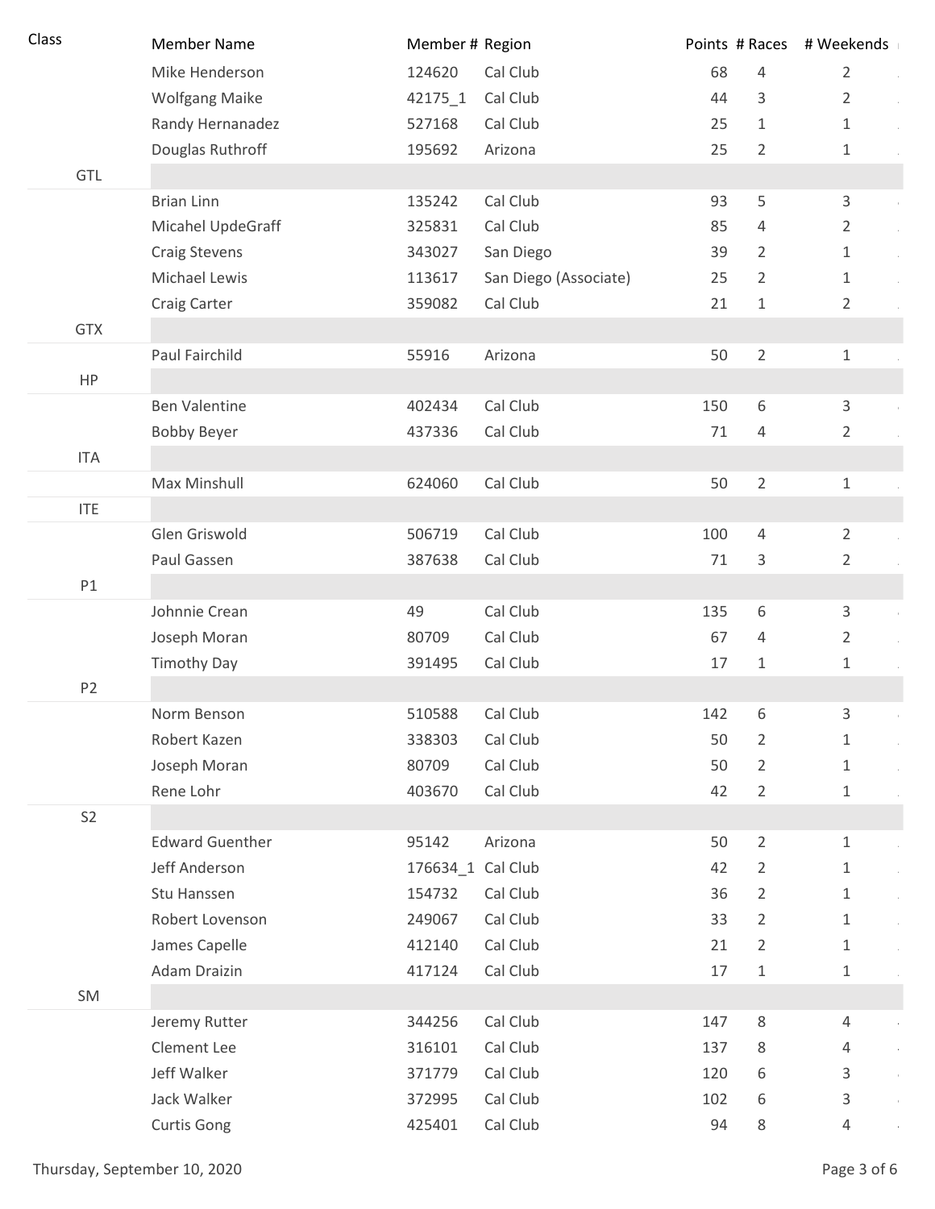| Class | Member Name | Member # | Region | Points | # Races | # Weekends |
|---|---|---|---|---|---|---|
| | Mike Henderson | 124620 | Cal Club | 68 | 4 | 2 |
| | Wolfgang Maike | 42175_1 | Cal Club | 44 | 3 | 2 |
| | Randy Hernanadez | 527168 | Cal Club | 25 | 1 | 1 |
| | Douglas Ruthroff | 195692 | Arizona | 25 | 2 | 1 |
| GTL | | | | | | |
| | Brian Linn | 135242 | Cal Club | 93 | 5 | 3 |
| | Micahel UpdeGraff | 325831 | Cal Club | 85 | 4 | 2 |
| | Craig Stevens | 343027 | San Diego | 39 | 2 | 1 |
| | Michael Lewis | 113617 | San Diego (Associate) | 25 | 2 | 1 |
| | Craig Carter | 359082 | Cal Club | 21 | 1 | 2 |
| GTX | | | | | | |
| | Paul Fairchild | 55916 | Arizona | 50 | 2 | 1 |
| HP | | | | | | |
| | Ben Valentine | 402434 | Cal Club | 150 | 6 | 3 |
| | Bobby Beyer | 437336 | Cal Club | 71 | 4 | 2 |
| ITA | | | | | | |
| | Max Minshull | 624060 | Cal Club | 50 | 2 | 1 |
| ITE | | | | | | |
| | Glen Griswold | 506719 | Cal Club | 100 | 4 | 2 |
| | Paul Gassen | 387638 | Cal Club | 71 | 3 | 2 |
| P1 | | | | | | |
| | Johnnie Crean | 49 | Cal Club | 135 | 6 | 3 |
| | Joseph Moran | 80709 | Cal Club | 67 | 4 | 2 |
| | Timothy Day | 391495 | Cal Club | 17 | 1 | 1 |
| P2 | | | | | | |
| | Norm Benson | 510588 | Cal Club | 142 | 6 | 3 |
| | Robert Kazen | 338303 | Cal Club | 50 | 2 | 1 |
| | Joseph Moran | 80709 | Cal Club | 50 | 2 | 1 |
| | Rene Lohr | 403670 | Cal Club | 42 | 2 | 1 |
| S2 | | | | | | |
| | Edward Guenther | 95142 | Arizona | 50 | 2 | 1 |
| | Jeff Anderson | 176634_1 | Cal Club | 42 | 2 | 1 |
| | Stu Hanssen | 154732 | Cal Club | 36 | 2 | 1 |
| | Robert Lovenson | 249067 | Cal Club | 33 | 2 | 1 |
| | James Capelle | 412140 | Cal Club | 21 | 2 | 1 |
| | Adam Draizin | 417124 | Cal Club | 17 | 1 | 1 |
| SM | | | | | | |
| | Jeremy Rutter | 344256 | Cal Club | 147 | 8 | 4 |
| | Clement Lee | 316101 | Cal Club | 137 | 8 | 4 |
| | Jeff Walker | 371779 | Cal Club | 120 | 6 | 3 |
| | Jack Walker | 372995 | Cal Club | 102 | 6 | 3 |
| | Curtis Gong | 425401 | Cal Club | 94 | 8 | 4 |

Thursday, September 10, 2020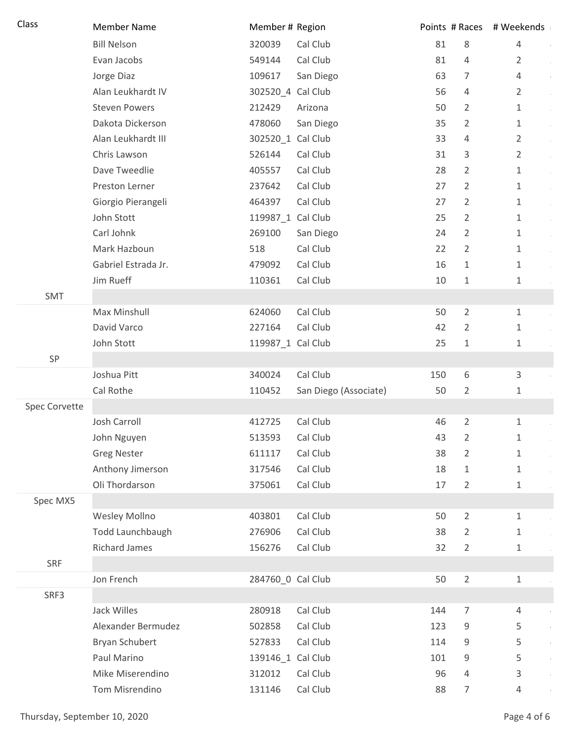| Class | Member Name | Member # | Region | Points | # Races | # Weekends |
|---|---|---|---|---|---|---|
| | Bill Nelson | 320039 | Cal Club | 81 | 8 | 4 |
| | Evan Jacobs | 549144 | Cal Club | 81 | 4 | 2 |
| | Jorge Diaz | 109617 | San Diego | 63 | 7 | 4 |
| | Alan Leukhardt IV | 302520_4 | Cal Club | 56 | 4 | 2 |
| | Steven Powers | 212429 | Arizona | 50 | 2 | 1 |
| | Dakota Dickerson | 478060 | San Diego | 35 | 2 | 1 |
| | Alan Leukhardt III | 302520_1 | Cal Club | 33 | 4 | 2 |
| | Chris Lawson | 526144 | Cal Club | 31 | 3 | 2 |
| | Dave Tweedlie | 405557 | Cal Club | 28 | 2 | 1 |
| | Preston Lerner | 237642 | Cal Club | 27 | 2 | 1 |
| | Giorgio Pierangeli | 464397 | Cal Club | 27 | 2 | 1 |
| | John Stott | 119987_1 | Cal Club | 25 | 2 | 1 |
| | Carl Johnk | 269100 | San Diego | 24 | 2 | 1 |
| | Mark Hazboun | 518 | Cal Club | 22 | 2 | 1 |
| | Gabriel Estrada Jr. | 479092 | Cal Club | 16 | 1 | 1 |
| | Jim Rueff | 110361 | Cal Club | 10 | 1 | 1 |
| SMT | | | | | | |
| | Max Minshull | 624060 | Cal Club | 50 | 2 | 1 |
| | David Varco | 227164 | Cal Club | 42 | 2 | 1 |
| | John Stott | 119987_1 | Cal Club | 25 | 1 | 1 |
| SP | | | | | | |
| | Joshua Pitt | 340024 | Cal Club | 150 | 6 | 3 |
| | Cal Rothe | 110452 | San Diego (Associate) | 50 | 2 | 1 |
| Spec Corvette | | | | | | |
| | Josh Carroll | 412725 | Cal Club | 46 | 2 | 1 |
| | John Nguyen | 513593 | Cal Club | 43 | 2 | 1 |
| | Greg Nester | 611117 | Cal Club | 38 | 2 | 1 |
| | Anthony Jimerson | 317546 | Cal Club | 18 | 1 | 1 |
| | Oli Thordarson | 375061 | Cal Club | 17 | 2 | 1 |
| Spec MX5 | | | | | | |
| | Wesley Mollno | 403801 | Cal Club | 50 | 2 | 1 |
| | Todd Launchbaugh | 276906 | Cal Club | 38 | 2 | 1 |
| | Richard James | 156276 | Cal Club | 32 | 2 | 1 |
| SRF | | | | | | |
| | Jon French | 284760_0 | Cal Club | 50 | 2 | 1 |
| SRF3 | | | | | | |
| | Jack Willes | 280918 | Cal Club | 144 | 7 | 4 |
| | Alexander Bermudez | 502858 | Cal Club | 123 | 9 | 5 |
| | Bryan Schubert | 527833 | Cal Club | 114 | 9 | 5 |
| | Paul Marino | 139146_1 | Cal Club | 101 | 9 | 5 |
| | Mike Miserendino | 312012 | Cal Club | 96 | 4 | 3 |
| | Tom Misrendino | 131146 | Cal Club | 88 | 7 | 4 |

Thursday, September 10, 2020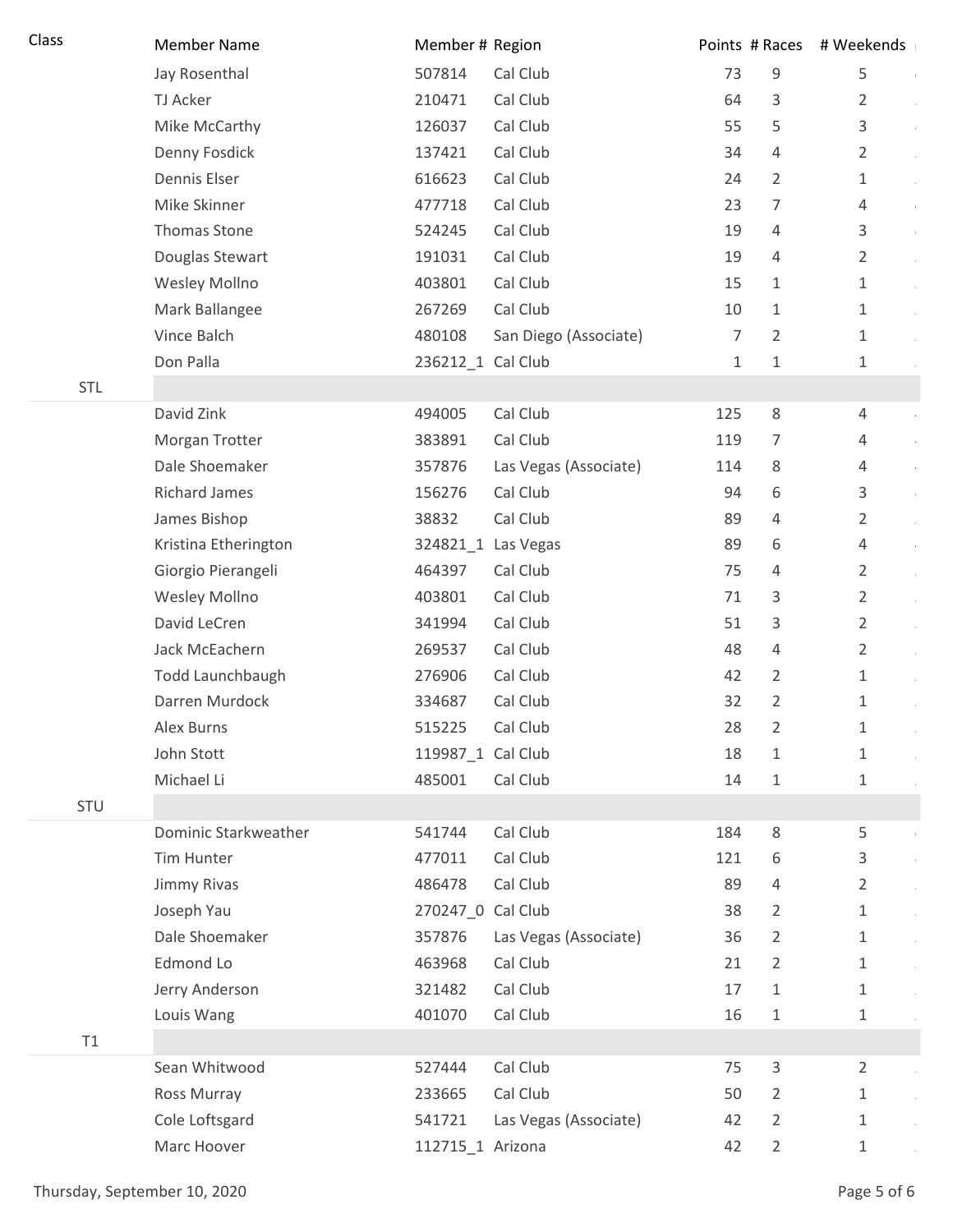| Class | Member Name | Member # | Region | Points | # Races | # Weekends |
|---|---|---|---|---|---|---|
| | Jay Rosenthal | 507814 | Cal Club | 73 | 9 | 5 |
| | TJ Acker | 210471 | Cal Club | 64 | 3 | 2 |
| | Mike McCarthy | 126037 | Cal Club | 55 | 5 | 3 |
| | Denny Fosdick | 137421 | Cal Club | 34 | 4 | 2 |
| | Dennis Elser | 616623 | Cal Club | 24 | 2 | 1 |
| | Mike Skinner | 477718 | Cal Club | 23 | 7 | 4 |
| | Thomas Stone | 524245 | Cal Club | 19 | 4 | 3 |
| | Douglas Stewart | 191031 | Cal Club | 19 | 4 | 2 |
| | Wesley Mollno | 403801 | Cal Club | 15 | 1 | 1 |
| | Mark Ballangee | 267269 | Cal Club | 10 | 1 | 1 |
| | Vince Balch | 480108 | San Diego (Associate) | 7 | 2 | 1 |
| | Don Palla | 236212_1 | Cal Club | 1 | 1 | 1 |
| STL | | | | | | |
| | David Zink | 494005 | Cal Club | 125 | 8 | 4 |
| | Morgan Trotter | 383891 | Cal Club | 119 | 7 | 4 |
| | Dale Shoemaker | 357876 | Las Vegas (Associate) | 114 | 8 | 4 |
| | Richard James | 156276 | Cal Club | 94 | 6 | 3 |
| | James Bishop | 38832 | Cal Club | 89 | 4 | 2 |
| | Kristina Etherington | 324821_1 | Las Vegas | 89 | 6 | 4 |
| | Giorgio Pierangeli | 464397 | Cal Club | 75 | 4 | 2 |
| | Wesley Mollno | 403801 | Cal Club | 71 | 3 | 2 |
| | David LeCren | 341994 | Cal Club | 51 | 3 | 2 |
| | Jack McEachern | 269537 | Cal Club | 48 | 4 | 2 |
| | Todd Launchbaugh | 276906 | Cal Club | 42 | 2 | 1 |
| | Darren Murdock | 334687 | Cal Club | 32 | 2 | 1 |
| | Alex Burns | 515225 | Cal Club | 28 | 2 | 1 |
| | John Stott | 119987_1 | Cal Club | 18 | 1 | 1 |
| | Michael Li | 485001 | Cal Club | 14 | 1 | 1 |
| STU | | | | | | |
| | Dominic Starkweather | 541744 | Cal Club | 184 | 8 | 5 |
| | Tim Hunter | 477011 | Cal Club | 121 | 6 | 3 |
| | Jimmy Rivas | 486478 | Cal Club | 89 | 4 | 2 |
| | Joseph Yau | 270247_0 | Cal Club | 38 | 2 | 1 |
| | Dale Shoemaker | 357876 | Las Vegas (Associate) | 36 | 2 | 1 |
| | Edmond Lo | 463968 | Cal Club | 21 | 2 | 1 |
| | Jerry Anderson | 321482 | Cal Club | 17 | 1 | 1 |
| | Louis Wang | 401070 | Cal Club | 16 | 1 | 1 |
| T1 | | | | | | |
| | Sean Whitwood | 527444 | Cal Club | 75 | 3 | 2 |
| | Ross Murray | 233665 | Cal Club | 50 | 2 | 1 |
| | Cole Loftsgard | 541721 | Las Vegas (Associate) | 42 | 2 | 1 |
| | Marc Hoover | 112715_1 | Arizona | 42 | 2 | 1 |

Thursday, September 10, 2020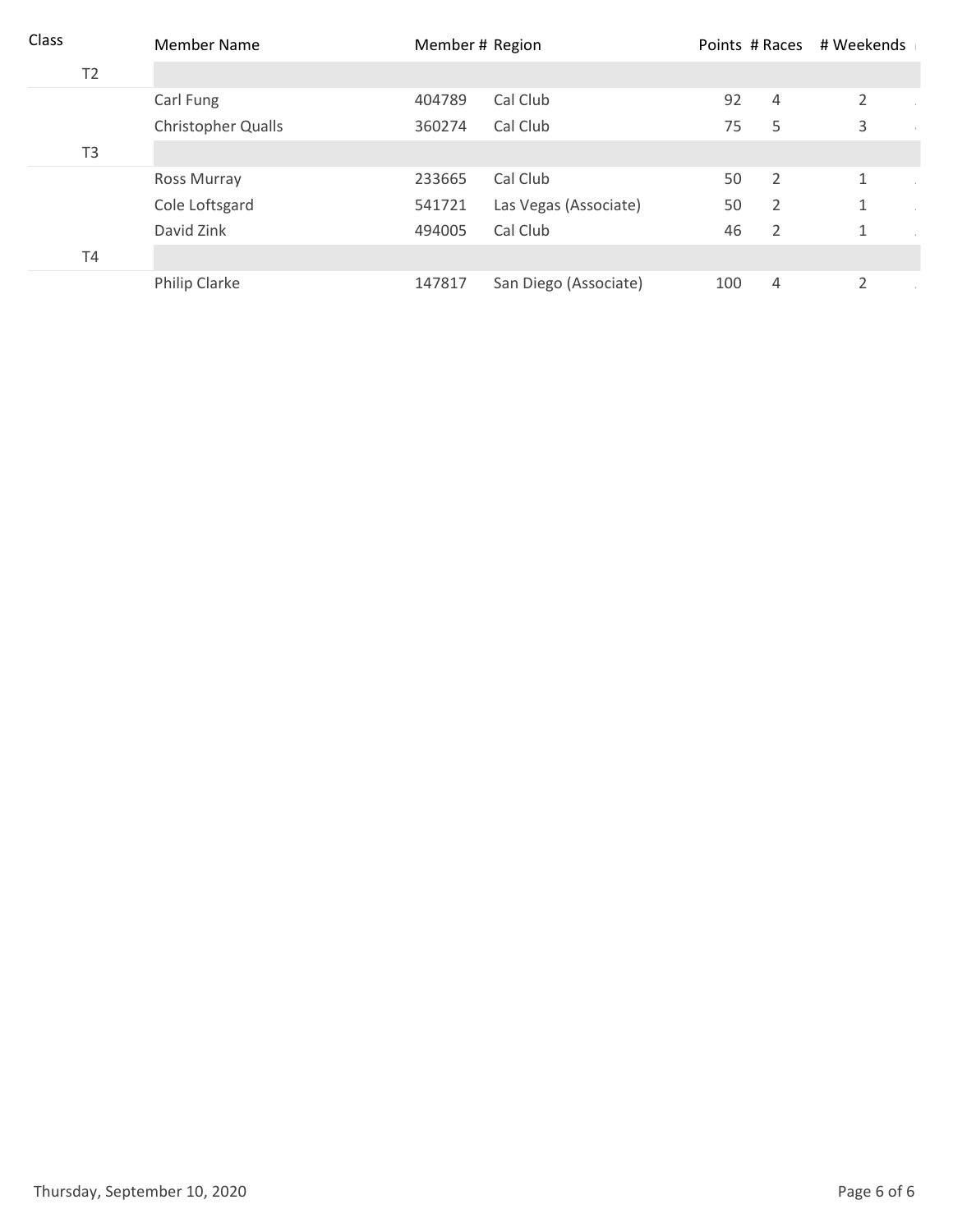| Class | Member Name | Member # | Region | Points | # Races | # Weekends |
|---|---|---|---|---|---|---|
| T2 | | | | | | |
| | Carl Fung | 404789 | Cal Club | 92 | 4 | 2 |
| | Christopher Qualls | 360274 | Cal Club | 75 | 5 | 3 |
| T3 | | | | | | |
| | Ross Murray | 233665 | Cal Club | 50 | 2 | 1 |
| | Cole Loftsgard | 541721 | Las Vegas (Associate) | 50 | 2 | 1 |
| | David Zink | 494005 | Cal Club | 46 | 2 | 1 |
| T4 | | | | | | |
| | Philip Clarke | 147817 | San Diego (Associate) | 100 | 4 | 2 |

Thursday, September 10, 2020